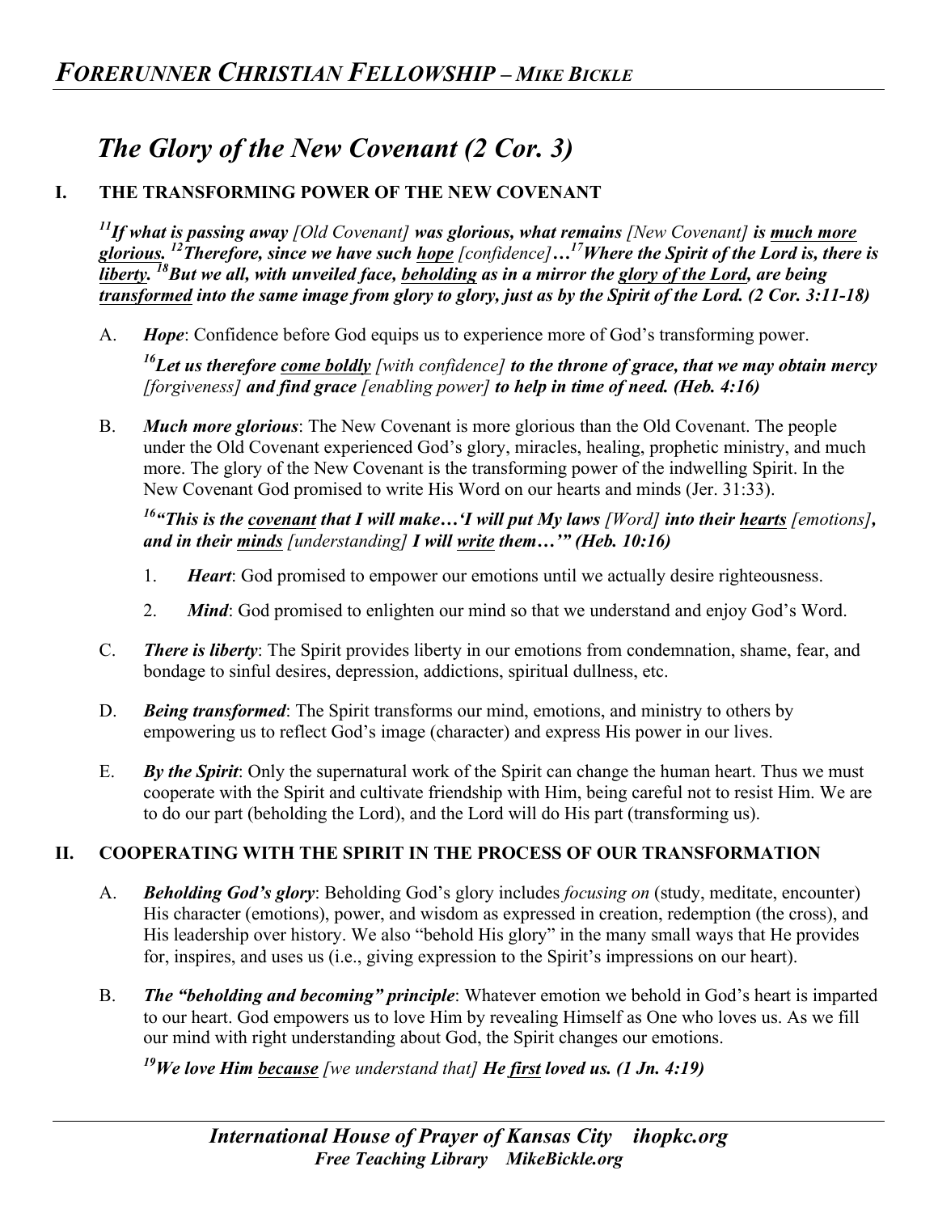# The Glory of the New Covenant (2 Cor. 3)

## I. THE TRANSFORMING POWER OF THE NEW COVENANT

***[11]If what is passing away** [Old Covenant] **was glorious, what remains** [New Covenant] **is much more glorious. [12]Therefore, since we have such hope** [confidence]**…[17]Where the Spirit of the Lord is, there is liberty. [18]But we all, with unveiled face, beholding as in a mirror the glory of the Lord, are being transformed into the same image from glory to glory, just as by the Spirit of the Lord. (2 Cor. 3:11-18)***

A. ***Hope***: Confidence before God equips us to experience more of God's transforming power.

***[16]Let us therefore come boldly** [with confidence] **to the throne of grace, that we may obtain mercy** [forgiveness] **and find grace** [enabling power] **to help in time of need. (Heb. 4:16)***

B. ***Much more glorious***: The New Covenant is more glorious than the Old Covenant. The people under the Old Covenant experienced God's glory, miracles, healing, prophetic ministry, and much more. The glory of the New Covenant is the transforming power of the indwelling Spirit. In the New Covenant God promised to write His Word on our hearts and minds (Jer. 31:33).

***[16]"This is the covenant that I will make…'I will put My laws** [Word] **into their hearts** [emotions]**, and in their minds** [understanding] **I will write them…'" (Heb. 10:16)***

1. ***Heart***: God promised to empower our emotions until we actually desire righteousness.
2. ***Mind***: God promised to enlighten our mind so that we understand and enjoy God's Word.

C. ***There is liberty***: The Spirit provides liberty in our emotions from condemnation, shame, fear, and bondage to sinful desires, depression, addictions, spiritual dullness, etc.

D. ***Being transformed***: The Spirit transforms our mind, emotions, and ministry to others by empowering us to reflect God's image (character) and express His power in our lives.

E. ***By the Spirit***: Only the supernatural work of the Spirit can change the human heart. Thus we must cooperate with the Spirit and cultivate friendship with Him, being careful not to resist Him. We are to do our part (beholding the Lord), and the Lord will do His part (transforming us).

## II. COOPERATING WITH THE SPIRIT IN THE PROCESS OF OUR TRANSFORMATION

A. ***Beholding God's glory***: Beholding God's glory includes *focusing on* (study, meditate, encounter) His character (emotions), power, and wisdom as expressed in creation, redemption (the cross), and His leadership over history. We also "behold His glory" in the many small ways that He provides for, inspires, and uses us (i.e., giving expression to the Spirit's impressions on our heart).

B. ***The "beholding and becoming" principle***: Whatever emotion we behold in God's heart is imparted to our heart. God empowers us to love Him by revealing Himself as One who loves us. As we fill our mind with right understanding about God, the Spirit changes our emotions.

***[19]We love Him because** [we understand that] **He first loved us. (1 Jn. 4:19)***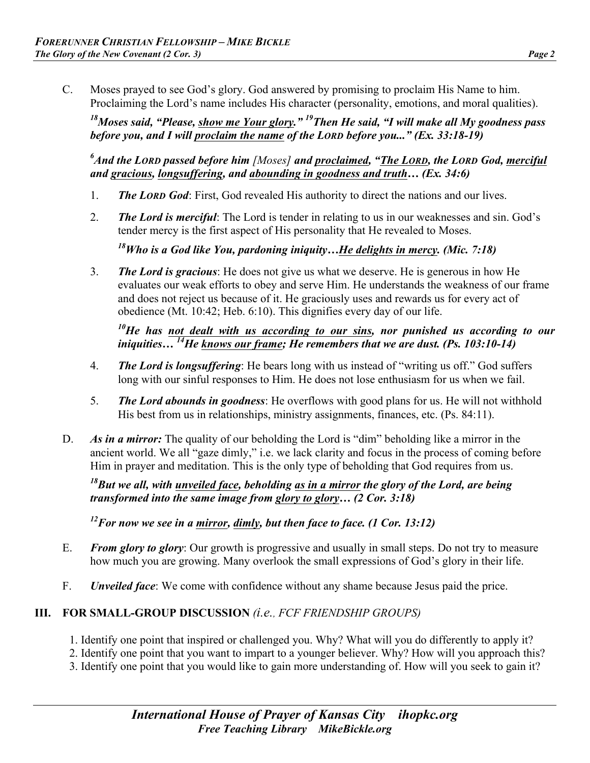C. Moses prayed to see God's glory. God answered by promising to proclaim His Name to him. Proclaiming the Lord's name includes His character (personality, emotions, and moral qualities).

***[18]Moses said, "Please, <u>show me Your glory</u>." [19]Then He said, "I will make all My goodness pass before you, and I will <u>proclaim the name</u> of the LORD before you..." (Ex. 33:18-19)***

***[6]And the LORD passed before him** [Moses] **and <u>proclaimed</u>, "<u>The LORD</u>, the LORD God, <u>merciful</u> and <u>gracious</u>, <u>longsuffering</u>, and <u>abounding in goodness and truth</u>… (Ex. 34:6)***

1. ***The LORD God***: First, God revealed His authority to direct the nations and our lives.

2. ***The Lord is merciful***: The Lord is tender in relating to us in our weaknesses and sin. God's tender mercy is the first aspect of His personality that He revealed to Moses.

   ***[18]Who is a God like You, pardoning iniquity…<u>He delights in mercy</u>. (Mic. 7:18)***

3. ***The Lord is gracious***: He does not give us what we deserve. He is generous in how He evaluates our weak efforts to obey and serve Him. He understands the weakness of our frame and does not reject us because of it. He graciously uses and rewards us for every act of obedience (Mt. 10:42; Heb. 6:10). This dignifies every day of our life.

   ***[10]He has <u>not dealt with us according to our sins</u>, nor punished us according to our iniquities… [14]He <u>knows our frame</u>; He remembers that we are dust. (Ps. 103:10-14)***

4. ***The Lord is longsuffering***: He bears long with us instead of "writing us off." God suffers long with our sinful responses to Him. He does not lose enthusiasm for us when we fail.

5. ***The Lord abounds in goodness***: He overflows with good plans for us. He will not withhold His best from us in relationships, ministry assignments, finances, etc. (Ps. 84:11).

D. ***As in a mirror:*** The quality of our beholding the Lord is "dim" beholding like a mirror in the ancient world. We all "gaze dimly," i.e. we lack clarity and focus in the process of coming before Him in prayer and meditation. This is the only type of beholding that God requires from us.

***[18]But we all, with <u>unveiled face</u>, beholding <u>as in a mirror</u> the glory of the Lord, are being transformed into the same image from <u>glory to glory</u>… (2 Cor. 3:18)***

***[12]For now we see in a <u>mirror</u>, <u>dimly</u>, but then face to face. (1 Cor. 13:12)***

E. ***From glory to glory***: Our growth is progressive and usually in small steps. Do not try to measure how much you are growing. Many overlook the small expressions of God's glory in their life.

F. ***Unveiled face***: We come with confidence without any shame because Jesus paid the price.

## III. FOR SMALL-GROUP DISCUSSION *(i.e., FCF FRIENDSHIP GROUPS)*

1. Identify one point that inspired or challenged you. Why? What will you do differently to apply it?
2. Identify one point that you want to impart to a younger believer. Why? How will you approach this?
3. Identify one point that you would like to gain more understanding of. How will you seek to gain it?